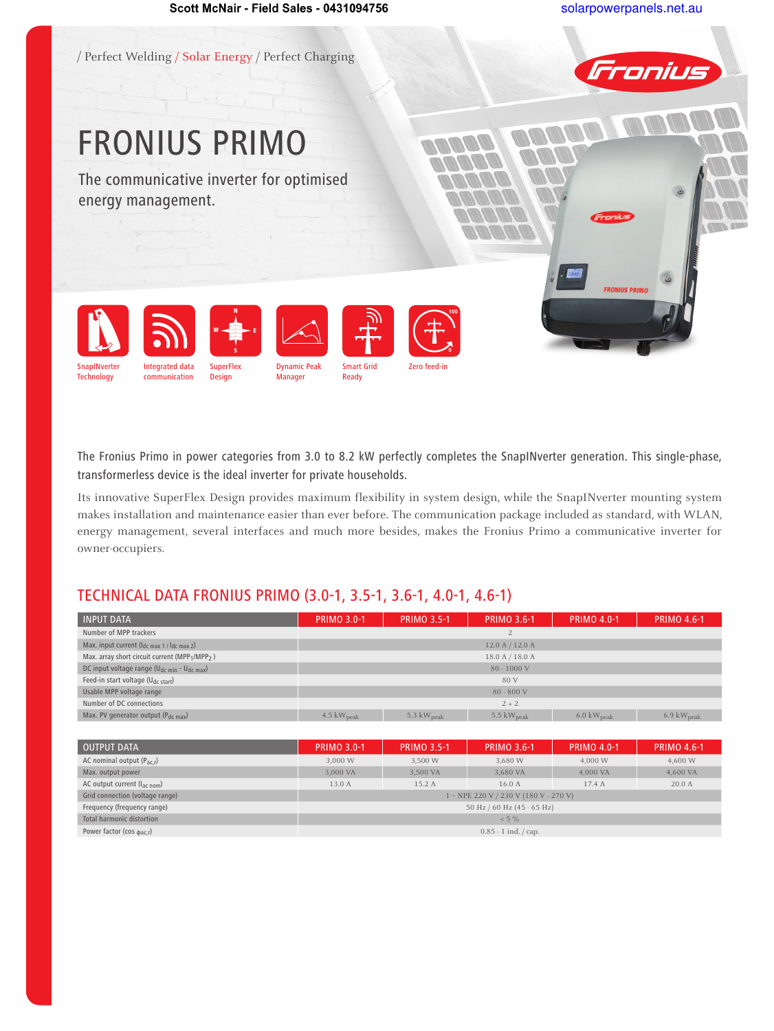Scott McNair - Field Sales - 0431094756 solarpowerpanels.net.au

/ Perfect Welding / Solar Energy / Perfect Charging

# FRONIUS PRIMO

The communicative inverter for optimised energy management.

SnapINverter Technology | Integrated data communication | SuperFlex Design | Dynamic Peak Manager | Smart Grid Ready | Zero feed-in

The Fronius Primo in power categories from 3.0 to 8.2 kW perfectly completes the SnapINverter generation. This single-phase, transformerless device is the ideal inverter for private households.

Its innovative SuperFlex Design provides maximum flexibility in system design, while the SnapINverter mounting system makes installation and maintenance easier than ever before. The communication package included as standard, with WLAN, energy management, several interfaces and much more besides, makes the Fronius Primo a communicative inverter for owner-occupiers.

## TECHNICAL DATA FRONIUS PRIMO (3.0-1, 3.5-1, 3.6-1, 4.0-1, 4.6-1)

| INPUT DATA | PRIMO 3.0-1 | PRIMO 3.5-1 | PRIMO 3.6-1 | PRIMO 4.0-1 | PRIMO 4.6-1 |
|---|---|---|---|---|---|
| Number of MPP trackers | 2 | | | | |
| Max. input current ($I_{dc\ max\ 1}$ / $I_{dc\ max\ 2}$) | 12.0 A / 12.0 A | | | | |
| Max. array short circuit current ($MPP_1$/$MPP_2$) | 18.0 A / 18.0 A | | | | |
| DC input voltage range ($U_{dc\ min}$ - $U_{dc\ max}$) | 80 - 1000 V | | | | |
| Feed-in start voltage ($U_{dc\ start}$) | 80 V | | | | |
| Usable MPP voltage range | 80 - 800 V | | | | |
| Number of DC connections | 2 + 2 | | | | |
| Max. PV generator output ($P_{dc\ max}$) | 4.5 $kW_{peak}$ | 5.3 $kW_{peak}$ | 5.5 $kW_{peak}$ | 6.0 $kW_{peak}$ | 6.9 $kW_{peak}$ |

| OUTPUT DATA | PRIMO 3.0-1 | PRIMO 3.5-1 | PRIMO 3.6-1 | PRIMO 4.0-1 | PRIMO 4.6-1 |
|---|---|---|---|---|---|
| AC nominal output ($P_{ac,r}$) | 3,000 W | 3,500 W | 3,680 W | 4,000 W | 4,600 W |
| Max. output power | 3,000 VA | 3,500 VA | 3,680 VA | 4,000 VA | 4,600 VA |
| AC output current ($I_{ac\ nom}$) | 13.0 A | 15.2 A | 16.0 A | 17.4 A | 20.0 A |
| Grid connection (voltage range) | 1 - NPE 220 V / 230 V (180 V - 270 V) | | | | |
| Frequency (frequency range) | 50 Hz / 60 Hz (45 - 65 Hz) | | | | |
| Total harmonic distortion | < 5 % | | | | |
| Power factor ($\cos \varphi_{ac,r}$) | 0.85 - 1 ind. / cap. | | | | |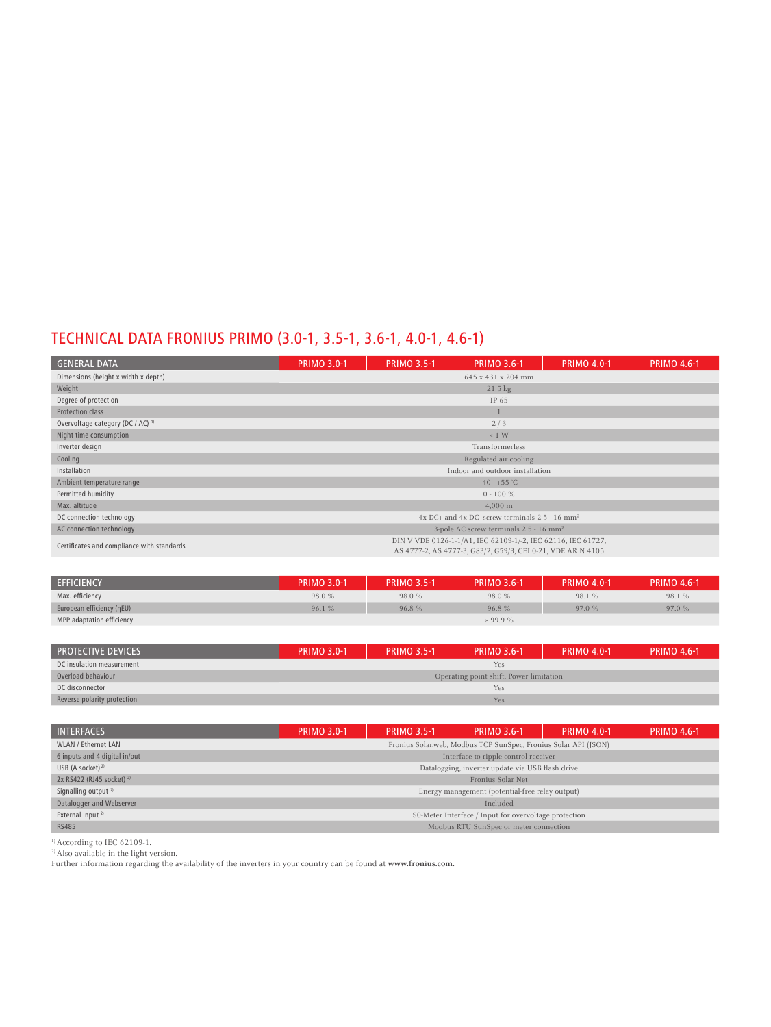## TECHNICAL DATA FRONIUS PRIMO (3.0-1, 3.5-1, 3.6-1, 4.0-1, 4.6-1)

| GENERAL DATA | PRIMO 3.0-1 | PRIMO 3.5-1 | PRIMO 3.6-1 | PRIMO 4.0-1 | PRIMO 4.6-1 |
|---|---|---|---|---|---|
| Dimensions (height x width x depth) | 645 x 431 x 204 mm | | | | |
| Weight | 21.5 kg | | | | |
| Degree of protection | IP 65 | | | | |
| Protection class | 1 | | | | |
| Overvoltage category (DC / AC) [1] | 2 / 3 | | | | |
| Night time consumption | < 1 W | | | | |
| Inverter design | Transformerless | | | | |
| Cooling | Regulated air cooling | | | | |
| Installation | Indoor and outdoor installation | | | | |
| Ambient temperature range | -40 - +55 °C | | | | |
| Permitted humidity | 0 - 100 % | | | | |
| Max. altitude | 4,000 m | | | | |
| DC connection technology | 4x DC+ and 4x DC- screw terminals 2.5 - 16 mm² | | | | |
| AC connection technology | 3-pole AC screw terminals 2.5 - 16 mm² | | | | |
| Certificates and compliance with standards | DIN V VDE 0126-1-1/A1, IEC 62109-1/-2, IEC 62116, IEC 61727, AS 4777-2, AS 4777-3, G83/2, G59/3, CEI 0-21, VDE AR N 4105 | | | | |

| EFFICIENCY | PRIMO 3.0-1 | PRIMO 3.5-1 | PRIMO 3.6-1 | PRIMO 4.0-1 | PRIMO 4.6-1 |
|---|---|---|---|---|---|
| Max. efficiency | 98.0 % | 98.0 % | 98.0 % | 98.1 % | 98.1 % |
| European efficiency (ηEU) | 96.1 % | 96.8 % | 96.8 % | 97.0 % | 97.0 % |
| MPP adaptation efficiency | > 99.9 % | | | | |

| PROTECTIVE DEVICES | PRIMO 3.0-1 | PRIMO 3.5-1 | PRIMO 3.6-1 | PRIMO 4.0-1 | PRIMO 4.6-1 |
|---|---|---|---|---|---|
| DC insulation measurement | Yes | | | | |
| Overload behaviour | Operating point shift. Power limitation | | | | |
| DC disconnector | Yes | | | | |
| Reverse polarity protection | Yes | | | | |

| INTERFACES | PRIMO 3.0-1 | PRIMO 3.5-1 | PRIMO 3.6-1 | PRIMO 4.0-1 | PRIMO 4.6-1 |
|---|---|---|---|---|---|
| WLAN / Ethernet LAN | Fronius Solar.web, Modbus TCP SunSpec, Fronius Solar API (JSON) | | | | |
| 6 inputs and 4 digital in/out | Interface to ripple control receiver | | | | |
| USB (A socket) [2] | Datalogging, inverter update via USB flash drive | | | | |
| 2x RS422 (RJ45 socket) [2] | Fronius Solar Net | | | | |
| Signalling output [2] | Energy management (potential-free relay output) | | | | |
| Datalogger and Webserver | Included | | | | |
| External input [2] | S0-Meter Interface / Input for overvoltage protection | | | | |
| RS485 | Modbus RTU SunSpec or meter connection | | | | |

[1] According to IEC 62109-1.
[2] Also available in the light version.
Further information regarding the availability of the inverters in your country can be found at **www.fronius.com.**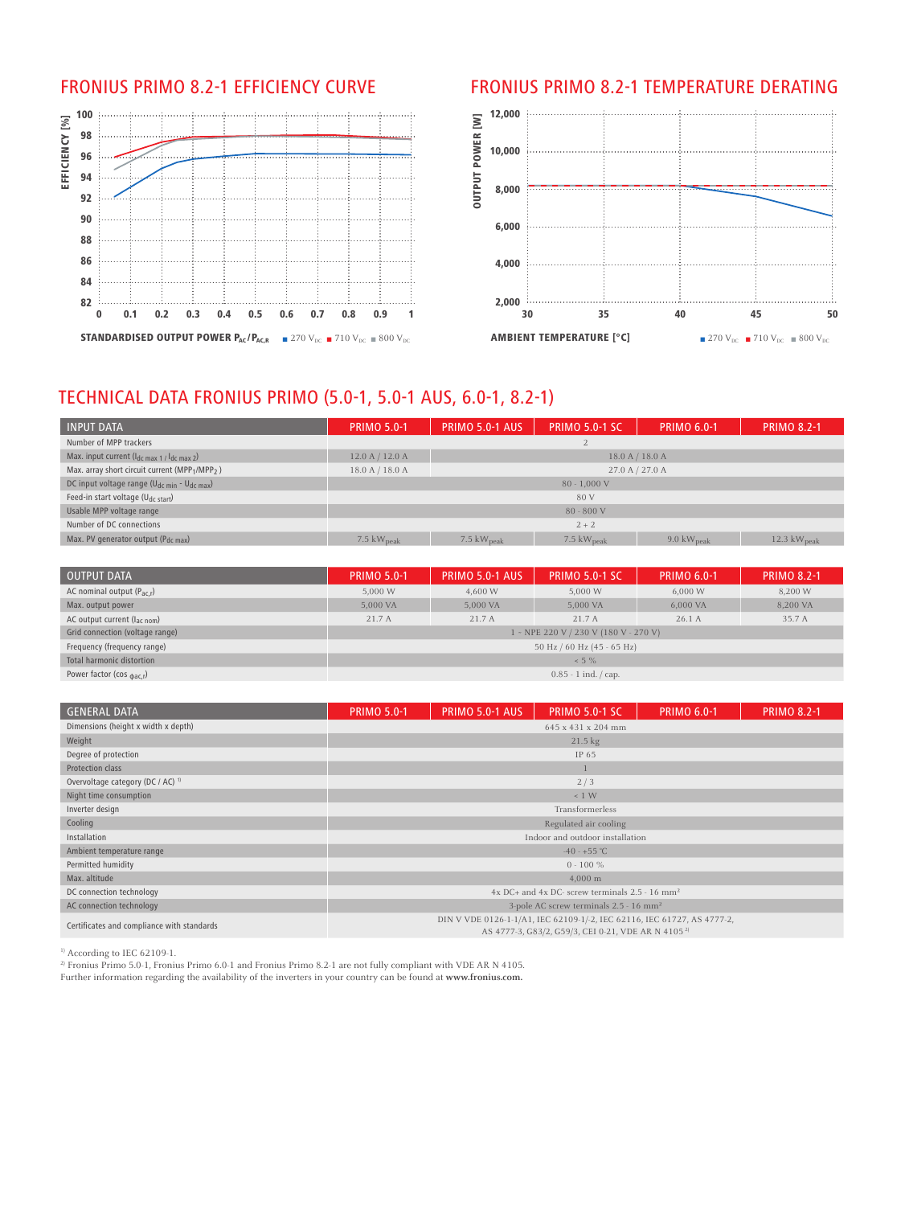## FRONIUS PRIMO 8.2-1 EFFICIENCY CURVE

EFFICIENCY [%]

100, 98, 96, 94, 92, 90, 88, 86, 84, 82

0, 0.1, 0.2, 0.3, 0.4, 0.5, 0.6, 0.7, 0.8, 0.9, 1

STANDARDISED OUTPUT POWER $P_{AC}/P_{AC,R}$ ■ 270 $V_{DC}$ ■ 710 $V_{DC}$ ■ 800 $V_{DC}$

## FRONIUS PRIMO 8.2-1 TEMPERATURE DERATING

OUTPUT POWER [W]

12,000, 10,000, 8,000, 6,000, 4,000, 2,000

30, 35, 40, 45, 50

AMBIENT TEMPERATURE [°C] ■ 270 $V_{DC}$ ■ 710 $V_{DC}$ ■ 800 $V_{DC}$

# TECHNICAL DATA FRONIUS PRIMO (5.0-1, 5.0-1 AUS, 6.0-1, 8.2-1)

| INPUT DATA | PRIMO 5.0-1 | PRIMO 5.0-1 AUS | PRIMO 5.0-1 SC | PRIMO 6.0-1 | PRIMO 8.2-1 |
|---|---|---|---|---|---|
| Number of MPP trackers | 2 | | | | |
| Max. input current ($I_{dc\ max\ 1}$ / $I_{dc\ max\ 2}$) | 12.0 A / 12.0 A | 18.0 A / 18.0 A | | | |
| Max. array short circuit current ($MPP_1$/$MPP_2$) | 18.0 A / 18.0 A | 27.0 A / 27.0 A | | | |
| DC input voltage range ($U_{dc\ min}$ - $U_{dc\ max}$) | 80 - 1,000 V | | | | |
| Feed-in start voltage ($U_{dc\ start}$) | 80 V | | | | |
| Usable MPP voltage range | 80 - 800 V | | | | |
| Number of DC connections | 2 + 2 | | | | |
| Max. PV generator output ($P_{dc\ max}$) | 7.5 $kW_{peak}$ | 7.5 $kW_{peak}$ | 7.5 $kW_{peak}$ | 9.0 $kW_{peak}$ | 12.3 $kW_{peak}$ |

| OUTPUT DATA | PRIMO 5.0-1 | PRIMO 5.0-1 AUS | PRIMO 5.0-1 SC | PRIMO 6.0-1 | PRIMO 8.2-1 |
|---|---|---|---|---|---|
| AC nominal output ($P_{ac,r}$) | 5,000 W | 4,600 W | 5,000 W | 6,000 W | 8,200 W |
| Max. output power | 5,000 VA | 5,000 VA | 5,000 VA | 6,000 VA | 8,200 VA |
| AC output current ($I_{ac\ nom}$) | 21.7 A | 21.7 A | 21.7 A | 26.1 A | 35.7 A |
| Grid connection (voltage range) | 1 - NPE 220 V / 230 V (180 V - 270 V) | | | | |
| Frequency (frequency range) | 50 Hz / 60 Hz (45 - 65 Hz) | | | | |
| Total harmonic distortion | < 5 % | | | | |
| Power factor ($\cos \varphi_{ac,r}$) | 0.85 - 1 ind. / cap. | | | | |

| GENERAL DATA | PRIMO 5.0-1 | PRIMO 5.0-1 AUS | PRIMO 5.0-1 SC | PRIMO 6.0-1 | PRIMO 8.2-1 |
|---|---|---|---|---|---|
| Dimensions (height x width x depth) | 645 x 431 x 204 mm | | | | |
| Weight | 21.5 kg | | | | |
| Degree of protection | IP 65 | | | | |
| Protection class | 1 | | | | |
| Overvoltage category (DC / AC) [1] | 2 / 3 | | | | |
| Night time consumption | < 1 W | | | | |
| Inverter design | Transformerless | | | | |
| Cooling | Regulated air cooling | | | | |
| Installation | Indoor and outdoor installation | | | | |
| Ambient temperature range | -40 - +55 °C | | | | |
| Permitted humidity | 0 - 100 % | | | | |
| Max. altitude | 4,000 m | | | | |
| DC connection technology | 4x DC+ and 4x DC- screw terminals 2.5 - 16 mm² | | | | |
| AC connection technology | 3-pole AC screw terminals 2.5 - 16 mm² | | | | |
| Certificates and compliance with standards | DIN V VDE 0126-1-1/A1, IEC 62109-1/-2, IEC 62116, IEC 61727, AS 4777-2, AS 4777-3, G83/2, G59/3, CEI 0-21, VDE AR N 4105 [2] | | | | |

[1] According to IEC 62109-1.

[2] Fronius Primo 5.0-1, Fronius Primo 6.0-1 and Fronius Primo 8.2-1 are not fully compliant with VDE AR N 4105.

Further information regarding the availability of the inverters in your country can be found at **www.fronius.com.**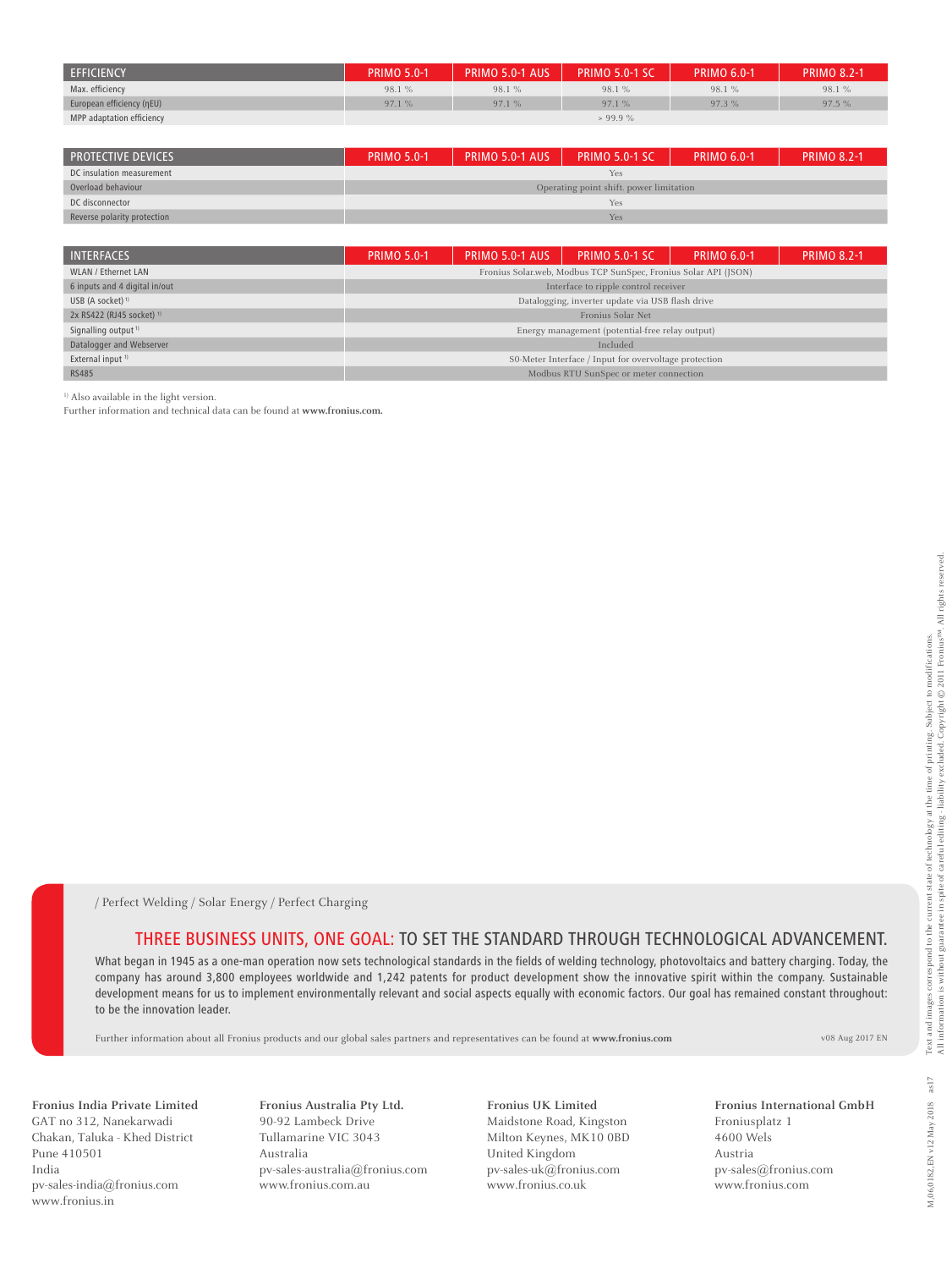| EFFICIENCY | PRIMO 5.0-1 | PRIMO 5.0-1 AUS | PRIMO 5.0-1 SC | PRIMO 6.0-1 | PRIMO 8.2-1 |
|---|---|---|---|---|---|
| Max. efficiency | 98.1 % | 98.1 % | 98.1 % | 98.1 % | 98.1 % |
| European efficiency (ηEU) | 97.1 % | 97.1 % | 97.1 % | 97.3 % | 97.5 % |
| MPP adaptation efficiency | > 99.9 % | | | | |

| PROTECTIVE DEVICES | PRIMO 5.0-1 | PRIMO 5.0-1 AUS | PRIMO 5.0-1 SC | PRIMO 6.0-1 | PRIMO 8.2-1 |
|---|---|---|---|---|---|
| DC insulation measurement | Yes | | | | |
| Overload behaviour | Operating point shift. power limitation | | | | |
| DC disconnector | Yes | | | | |
| Reverse polarity protection | Yes | | | | |

| INTERFACES | PRIMO 5.0-1 | PRIMO 5.0-1 AUS | PRIMO 5.0-1 SC | PRIMO 6.0-1 | PRIMO 8.2-1 |
|---|---|---|---|---|---|
| WLAN / Ethernet LAN | Fronius Solar.web, Modbus TCP SunSpec, Fronius Solar API (JSON) | | | | |
| 6 inputs and 4 digital in/out | Interface to ripple control receiver | | | | |
| USB (A socket) [1] | Datalogging, inverter update via USB flash drive | | | | |
| 2x RS422 (RJ45 socket) [1] | Fronius Solar Net | | | | |
| Signalling output [1] | Energy management (potential-free relay output) | | | | |
| Datalogger and Webserver | Included | | | | |
| External input [1] | S0-Meter Interface / Input for overvoltage protection | | | | |
| RS485 | Modbus RTU SunSpec or meter connection | | | | |

[1] Also available in the light version.
Further information and technical data can be found at **www.fronius.com.**

/ Perfect Welding / Solar Energy / Perfect Charging

## THREE BUSINESS UNITS, ONE GOAL: TO SET THE STANDARD THROUGH TECHNOLOGICAL ADVANCEMENT.

What began in 1945 as a one-man operation now sets technological standards in the fields of welding technology, photovoltaics and battery charging. Today, the company has around 3,800 employees worldwide and 1,242 patents for product development show the innovative spirit within the company. Sustainable development means for us to implement environmentally relevant and social aspects equally with economic factors. Our goal has remained constant throughout: to be the innovation leader.

Further information about all Fronius products and our global sales partners and representatives can be found at **www.fronius.com**

v08 Aug 2017 EN

**Fronius India Private Limited**
GAT no 312, Nanekarwadi
Chakan, Taluka - Khed District
Pune 410501
India
pv-sales-india@fronius.com
www.fronius.in

**Fronius Australia Pty Ltd.**
90-92 Lambeck Drive
Tullamarine VIC 3043
Australia
pv-sales-australia@fronius.com
www.fronius.com.au

**Fronius UK Limited**
Maidstone Road, Kingston
Milton Keynes, MK10 0BD
United Kingdom
pv-sales-uk@fronius.com
www.fronius.co.uk

**Fronius International GmbH**
Froniusplatz 1
4600 Wels
Austria
pv-sales@fronius.com
www.fronius.com

Text and images correspond to the current state of technology at the time of printing. Subject to modifications.
All information is without guarantee in spite of careful editing - liability excluded. Copyright © 2011 Fronius™. All rights reserved.

M,06,0182,EN v12 May 2018 as17